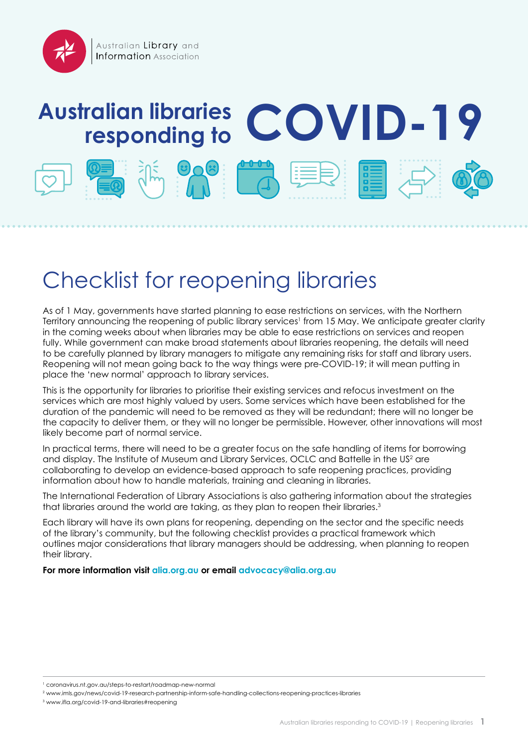Australian Library and Information Association

# Australian libraries responding to COVID-19

## Checklist for reopening libraries

As of 1 May, governments have started planning to ease restrictions on services, with the Northern Territory announcing the reopening of public library services[1] from 15 May. We anticipate greater clarity in the coming weeks about when libraries may be able to ease restrictions on services and reopen fully. While government can make broad statements about libraries reopening, the details will need to be carefully planned by library managers to mitigate any remaining risks for staff and library users. Reopening will not mean going back to the way things were pre-COVID-19; it will mean putting in place the 'new normal' approach to library services.

This is the opportunity for libraries to prioritise their existing services and refocus investment on the services which are most highly valued by users. Some services which have been established for the duration of the pandemic will need to be removed as they will be redundant; there will no longer be the capacity to deliver them, or they will no longer be permissible. However, other innovations will most likely become part of normal service.

In practical terms, there will need to be a greater focus on the safe handling of items for borrowing and display. The Institute of Museum and Library Services, OCLC and Battelle in the US[2] are collaborating to develop an evidence-based approach to safe reopening practices, providing information about how to handle materials, training and cleaning in libraries.

The International Federation of Library Associations is also gathering information about the strategies that libraries around the world are taking, as they plan to reopen their libraries.[3]

Each library will have its own plans for reopening, depending on the sector and the specific needs of the library's community, but the following checklist provides a practical framework which outlines major considerations that library managers should be addressing, when planning to reopen their library.

**For more information visit alia.org.au or email advocacy@alia.org.au**

[1] coronavirus.nt.gov.au/steps-to-restart/roadmap-new-normal

[2] www.imls.gov/news/covid-19-research-partnership-inform-safe-handling-collections-reopening-practices-libraries

[3] www.ifla.org/covid-19-and-libraries#reopening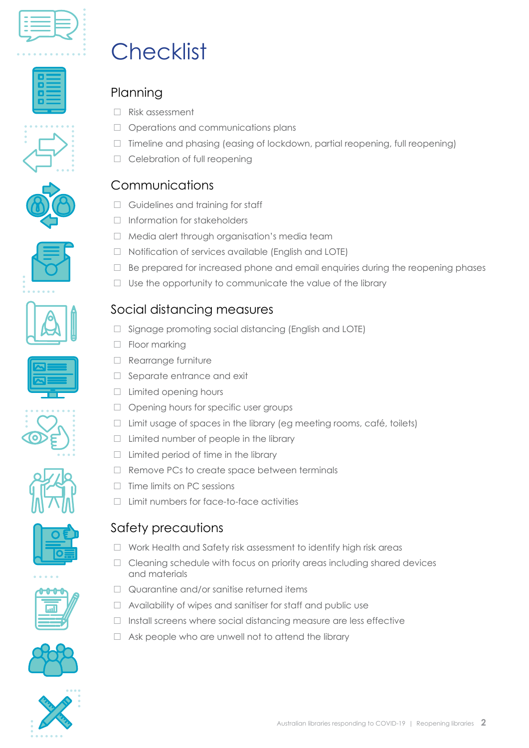# Checklist

## Planning

- ☐ Risk assessment
- ☐ Operations and communications plans
- ☐ Timeline and phasing (easing of lockdown, partial reopening, full reopening)
- ☐ Celebration of full reopening

## Communications

- ☐ Guidelines and training for staff
- ☐ Information for stakeholders
- ☐ Media alert through organisation's media team
- ☐ Notification of services available (English and LOTE)
- ☐ Be prepared for increased phone and email enquiries during the reopening phases
- ☐ Use the opportunity to communicate the value of the library

## Social distancing measures

- ☐ Signage promoting social distancing (English and LOTE)
- ☐ Floor marking
- ☐ Rearrange furniture
- ☐ Separate entrance and exit
- ☐ Limited opening hours
- ☐ Opening hours for specific user groups
- ☐ Limit usage of spaces in the library (eg meeting rooms, café, toilets)
- ☐ Limited number of people in the library
- ☐ Limited period of time in the library
- ☐ Remove PCs to create space between terminals
- ☐ Time limits on PC sessions
- ☐ Limit numbers for face-to-face activities

## Safety precautions

- ☐ Work Health and Safety risk assessment to identify high risk areas
- ☐ Cleaning schedule with focus on priority areas including shared devices and materials
- ☐ Quarantine and/or sanitise returned items
- ☐ Availability of wipes and sanitiser for staff and public use
- ☐ Install screens where social distancing measure are less effective
- ☐ Ask people who are unwell not to attend the library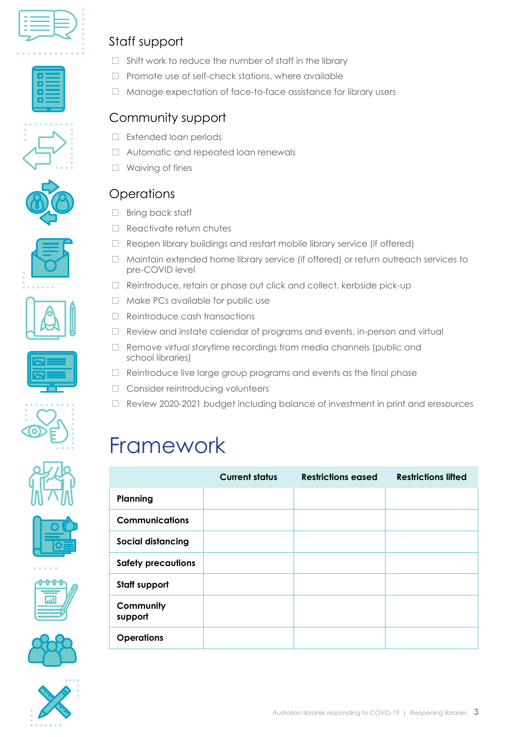## Staff support

- ☐ Shift work to reduce the number of staff in the library
- ☐ Promote use of self-check stations, where available
- ☐ Manage expectation of face-to-face assistance for library users

## Community support

- ☐ Extended loan periods
- ☐ Automatic and repeated loan renewals
- ☐ Waiving of fines

## Operations

- ☐ Bring back staff
- ☐ Reactivate return chutes
- ☐ Reopen library buildings and restart mobile library service (if offered)
- ☐ Maintain extended home library service (if offered) or return outreach services to pre-COVID level
- ☐ Reintroduce, retain or phase out click and collect, kerbside pick-up
- ☐ Make PCs available for public use
- ☐ Reintroduce cash transactions
- ☐ Review and instate calendar of programs and events, in-person and virtual
- ☐ Remove virtual storytime recordings from media channels (public and school libraries)
- ☐ Reintroduce live large group programs and events as the final phase
- ☐ Consider reintroducing volunteers
- ☐ Review 2020-2021 budget including balance of investment in print and eresources

# Framework

| | Current status | Restrictions eased | Restrictions lifted |
|---|---|---|---|
| **Planning** | | | |
| **Communications** | | | |
| **Social distancing** | | | |
| **Safety precautions** | | | |
| **Staff support** | | | |
| **Community support** | | | |
| **Operations** | | | |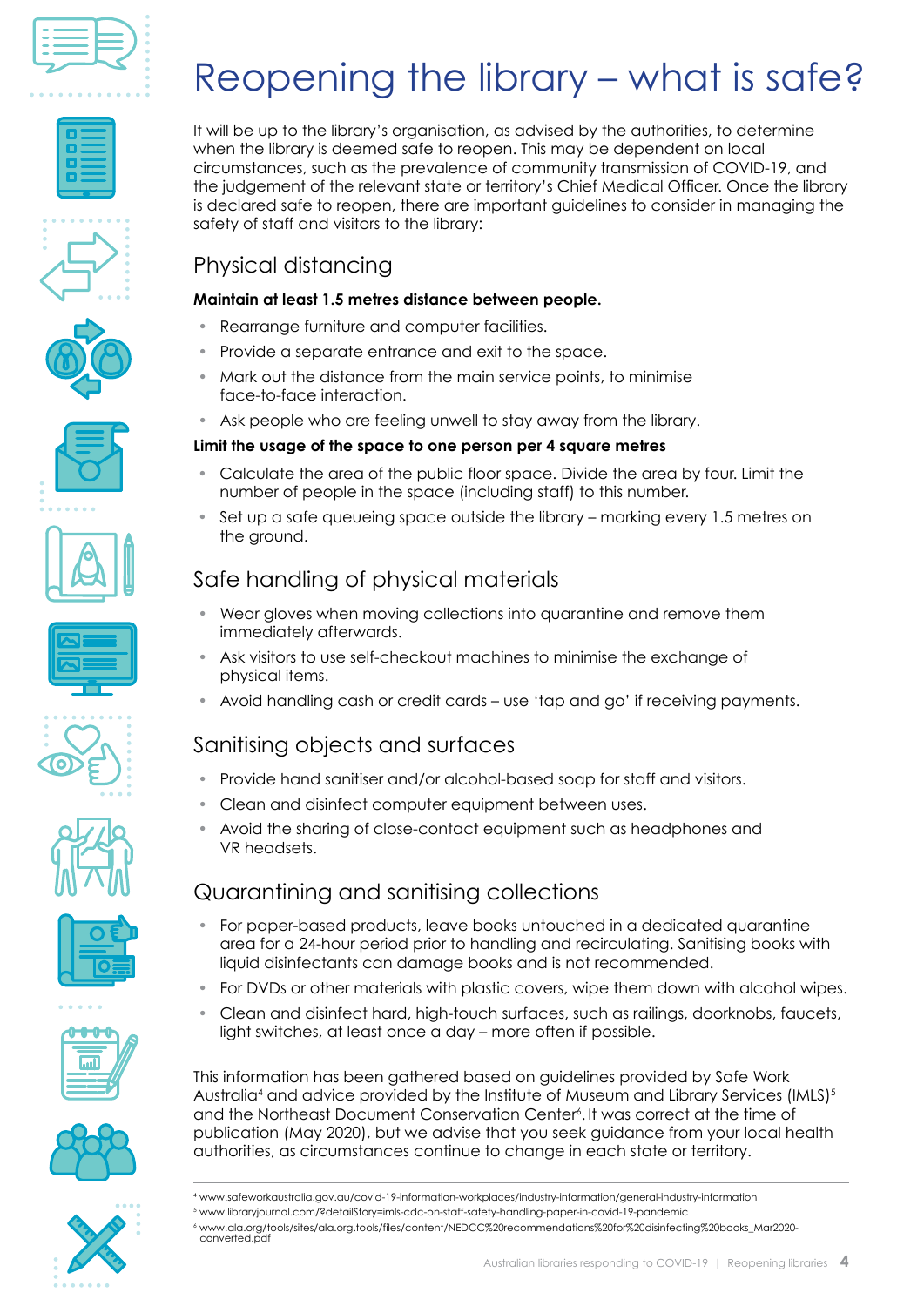# Reopening the library – what is safe?

It will be up to the library's organisation, as advised by the authorities, to determine when the library is deemed safe to reopen. This may be dependent on local circumstances, such as the prevalence of community transmission of COVID-19, and the judgement of the relevant state or territory's Chief Medical Officer. Once the library is declared safe to reopen, there are important guidelines to consider in managing the safety of staff and visitors to the library:

## Physical distancing

**Maintain at least 1.5 metres distance between people.**

- Rearrange furniture and computer facilities.
- Provide a separate entrance and exit to the space.
- Mark out the distance from the main service points, to minimise face-to-face interaction.
- Ask people who are feeling unwell to stay away from the library.

**Limit the usage of the space to one person per 4 square metres**

- Calculate the area of the public floor space. Divide the area by four. Limit the number of people in the space (including staff) to this number.
- Set up a safe queueing space outside the library – marking every 1.5 metres on the ground.

## Safe handling of physical materials

- Wear gloves when moving collections into quarantine and remove them immediately afterwards.
- Ask visitors to use self-checkout machines to minimise the exchange of physical items.
- Avoid handling cash or credit cards – use 'tap and go' if receiving payments.

## Sanitising objects and surfaces

- Provide hand sanitiser and/or alcohol-based soap for staff and visitors.
- Clean and disinfect computer equipment between uses.
- Avoid the sharing of close-contact equipment such as headphones and VR headsets.

## Quarantining and sanitising collections

- For paper-based products, leave books untouched in a dedicated quarantine area for a 24-hour period prior to handling and recirculating. Sanitising books with liquid disinfectants can damage books and is not recommended.
- For DVDs or other materials with plastic covers, wipe them down with alcohol wipes.
- Clean and disinfect hard, high-touch surfaces, such as railings, doorknobs, faucets, light switches, at least once a day – more often if possible.

This information has been gathered based on guidelines provided by Safe Work Australia[4] and advice provided by the Institute of Museum and Library Services (IMLS)[5] and the Northeast Document Conservation Center[6]. It was correct at the time of publication (May 2020), but we advise that you seek guidance from your local health authorities, as circumstances continue to change in each state or territory.

[4] www.safeworkaustralia.gov.au/covid-19-information-workplaces/industry-information/general-industry-information

[5] www.libraryjournal.com/?detailStory=imls-cdc-on-staff-safety-handling-paper-in-covid-19-pandemic

[6] www.ala.org/tools/sites/ala.org.tools/files/content/NEDCC%20recommendations%20for%20disinfecting%20books_Mar2020-converted.pdf